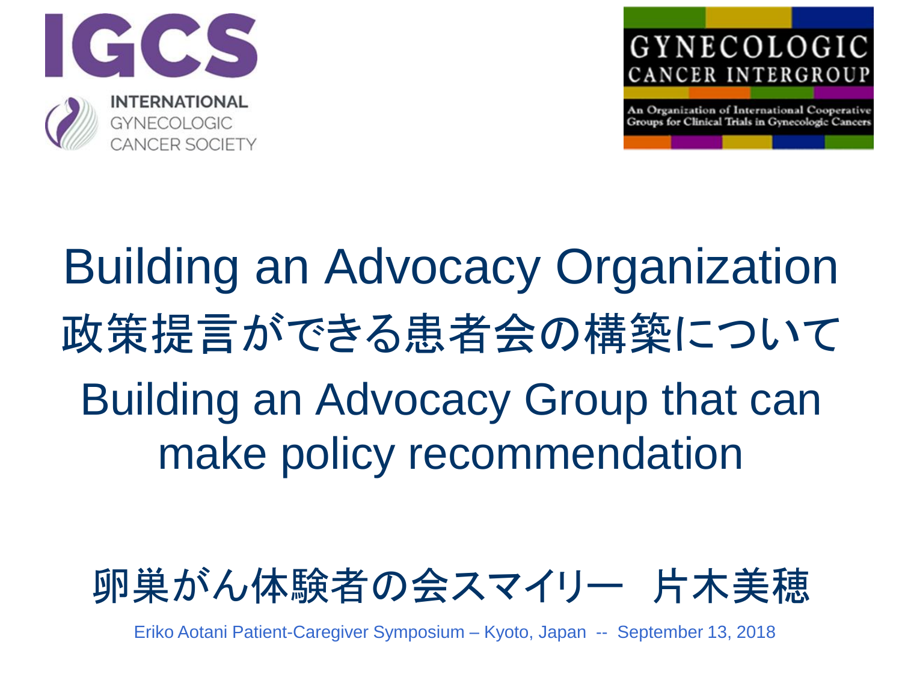IGCS

INTERNATIONAL GYNECOLOGIC CANCER SOCIETY

GYNECOLOGIC CANCER INTERGROUP

An Organization of International Cooperative Groups for Clinical Trials in Gynecologic Cancers

# Building an Advocacy Organization

# 政策提言ができる患者会の構築について

# Building an Advocacy Group that can make policy recommendation

卵巣がん体験者の会スマイリー　片木美穂

Eriko Aotani Patient-Caregiver Symposium – Kyoto, Japan -- September 13, 2018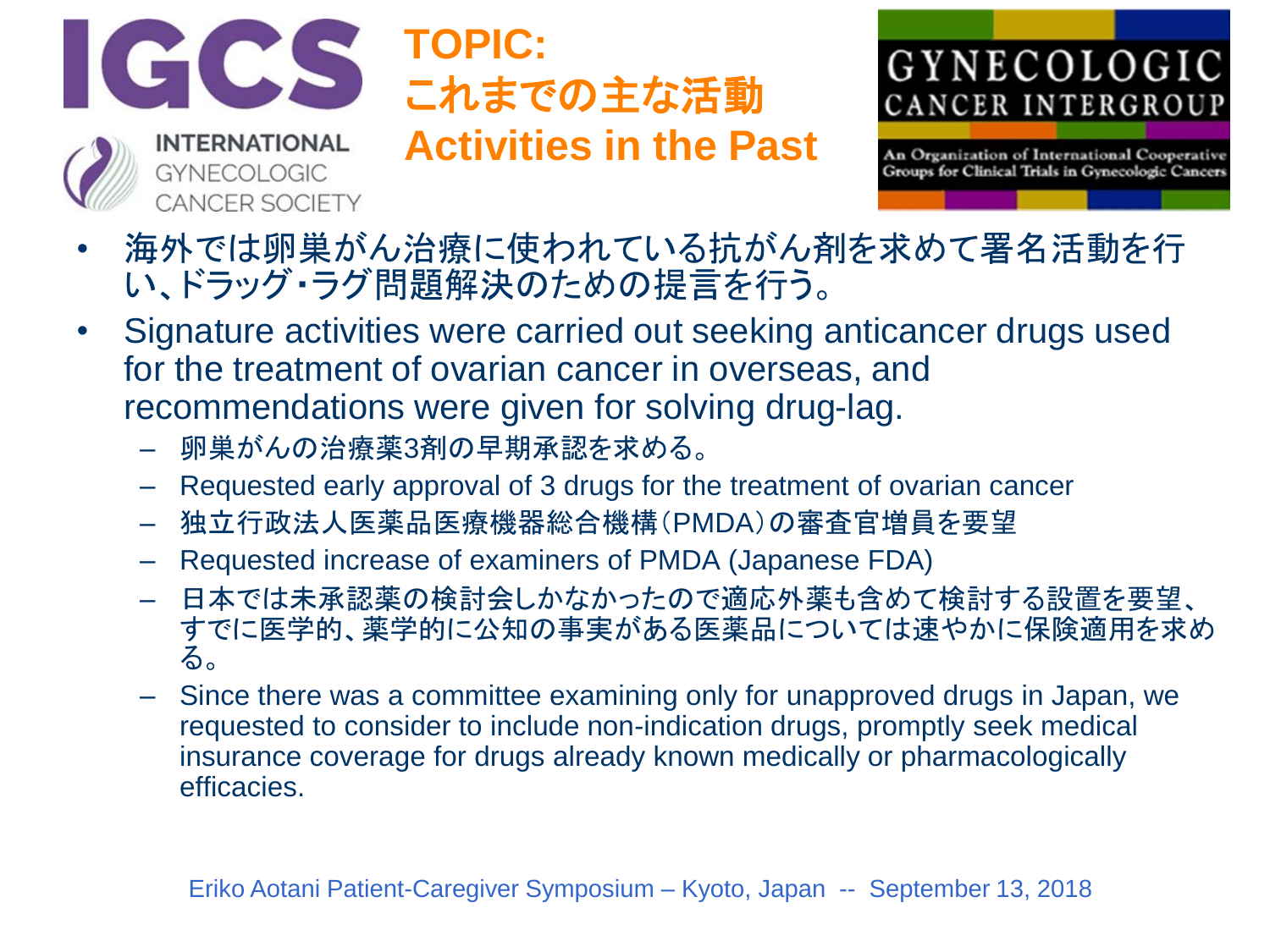# TOPIC:
# これまでの主な活動
# Activities in the Past

- 海外では卵巣がん治療に使われている抗がん剤を求めて署名活動を行い、ドラッグ・ラグ問題解決のための提言を行う。
- Signature activities were carried out seeking anticancer drugs used for the treatment of ovarian cancer in overseas, and recommendations were given for solving drug-lag.
  - 卵巣がんの治療薬3剤の早期承認を求める。
  - Requested early approval of 3 drugs for the treatment of ovarian cancer
  - 独立行政法人医薬品医療機器総合機構（PMDA）の審査官増員を要望
  - Requested increase of examiners of PMDA (Japanese FDA)
  - 日本では未承認薬の検討会しかなかったので適応外薬も含めて検討する設置を要望、すでに医学的、薬学的に公知の事実がある医薬品については速やかに保険適用を求める。
  - Since there was a committee examining only for unapproved drugs in Japan, we requested to consider to include non-indication drugs, promptly seek medical insurance coverage for drugs already known medically or pharmacologically efficacies.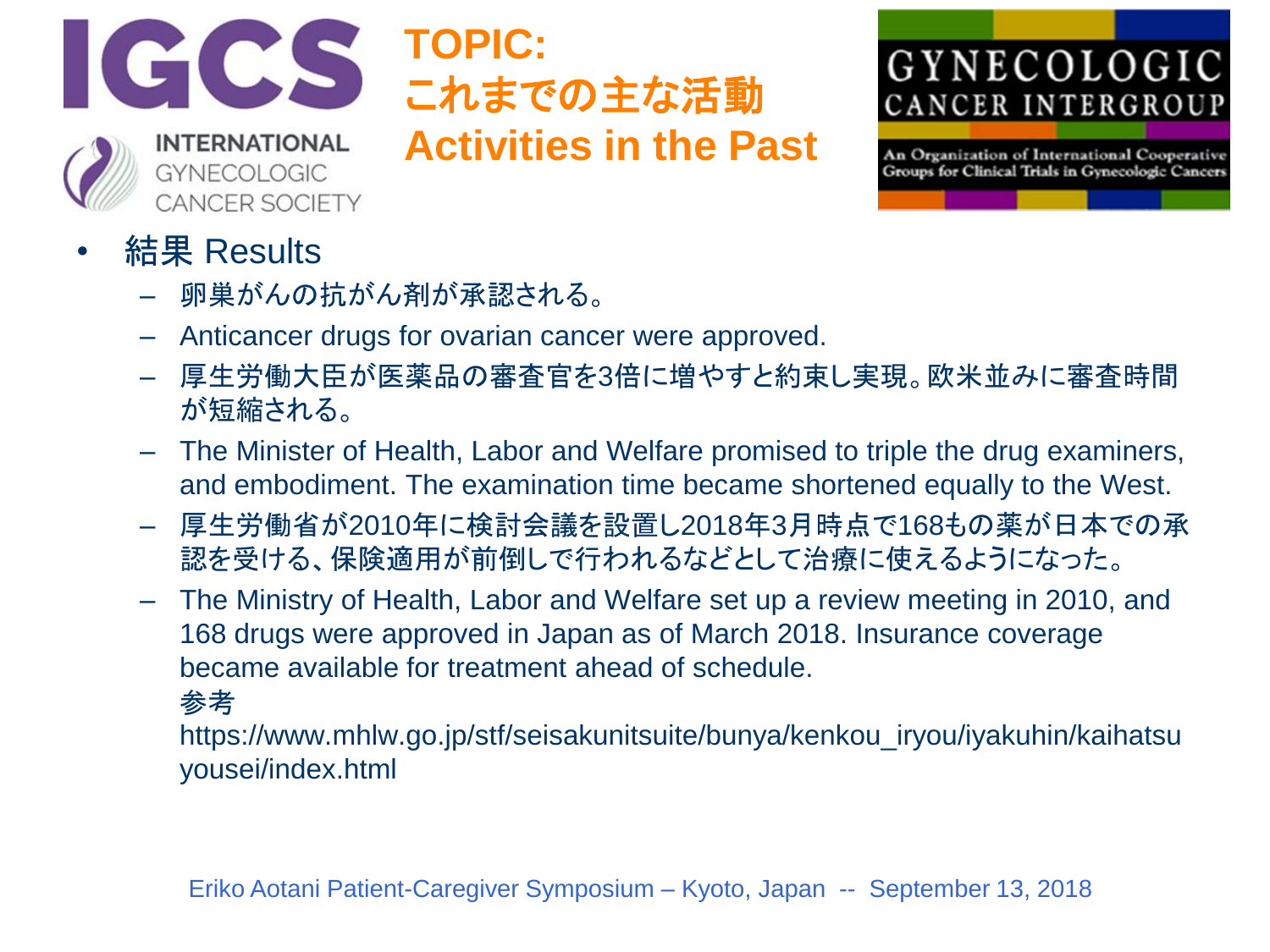# TOPIC:
# これまでの主な活動
# Activities in the Past

- 結果 Results
  - 卵巣がんの抗がん剤が承認される。
  - Anticancer drugs for ovarian cancer were approved.
  - 厚生労働大臣が医薬品の審査官を3倍に増やすと約束し実現。欧米並みに審査時間が短縮される。
  - The Minister of Health, Labor and Welfare promised to triple the drug examiners, and embodiment. The examination time became shortened equally to the West.
  - 厚生労働省が2010年に検討会議を設置し2018年3月時点で168もの薬が日本での承認を受ける、保険適用が前倒しで行われるなどとして治療に使えるようになった。
  - The Ministry of Health, Labor and Welfare set up a review meeting in 2010, and 168 drugs were approved in Japan as of March 2018. Insurance coverage became available for treatment ahead of schedule.

    参考

    https://www.mhlw.go.jp/stf/seisakunitsuite/bunya/kenkou_iryou/iyakuhin/kaihatsuyousei/index.html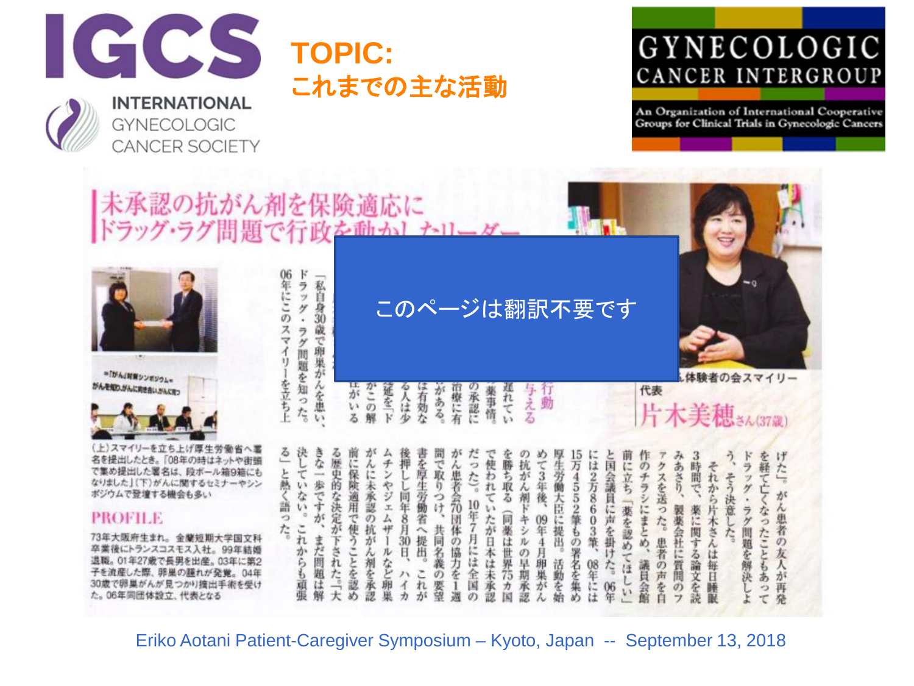INTERNATIONAL GYNECOLOGIC CANCER SOCIETY

# TOPIC:
# これまでの主な活動

GYNECOLOGIC CANCER INTERGROUP

An Organization of International Cooperative Groups for Clinical Trials in Gynecologic Cancers

## 未承認の抗がん剤を保険適応に
## ドラッグ・ラグ問題で行政を動かしたリーダー

このページは翻訳不要です

「私自身30歳で卵巣がんを患い、ドラッグ・ラグ問題を知った。06年にこのスマイリーを立ち上げた。

げた。がん患者の友人が再発を経て亡くなったこともあってドラッグ・ラグ問題を解決しよう、そう決意した。

それから片木さんは毎日睡眠3時間で、薬に関する論文を読みあさり、製薬会社に質問のファクスを送った。患者の声を自作のチラシにまとめ、議員会館前に立ち「薬を認めてほしい」と国会議員に声を掛けた。06年には2万8603筆、08年には15万4552筆もの署名を集め厚生労働大臣に提出。活動を始めて3年後、09年4月卵巣がんの抗がん剤ドキシルの早期承認を勝ち取る（同薬は世界75カ国で使われていたが日本は未承認だった）。10年7月には全国のがん患者会70団体の協力を1週間で取りつけ、共同名義の要望書を厚生労働省へ提出。これが後押しし同年8月30日、ハイカムチンやジェムザールなど卵巣がんに未承認の抗がん剤を承認前に保険適用で使うことを認める歴史的な決定が下された。「大きな一歩ですが、まだ問題は解決していない。これからも頑張る」と熱く語った。

卵巣がん体験者の会スマイリー 代表

片木美穂さん(37歳)

(上)スマイリーを立ち上げ厚生労働省へ署名を提出したとき。「08年の時はネットや街頭で集め提出した署名は、段ボール箱9箱にもなりました」(下)がんに関するセミナーやシンポジウムで登壇する機会も多い

**PROFILE**

73年大阪府生まれ。金蘭短期大学国文科卒業後にトランスコスモス入社。99年結婚退職。01年27歳で長男を出産。03年に第2子を流産した際、卵巣の腫れが発覚。04年30歳で卵巣がんが見つかり摘出手術を受けた。06年同団体設立、代表となる

Eriko Aotani Patient-Caregiver Symposium – Kyoto, Japan -- September 13, 2018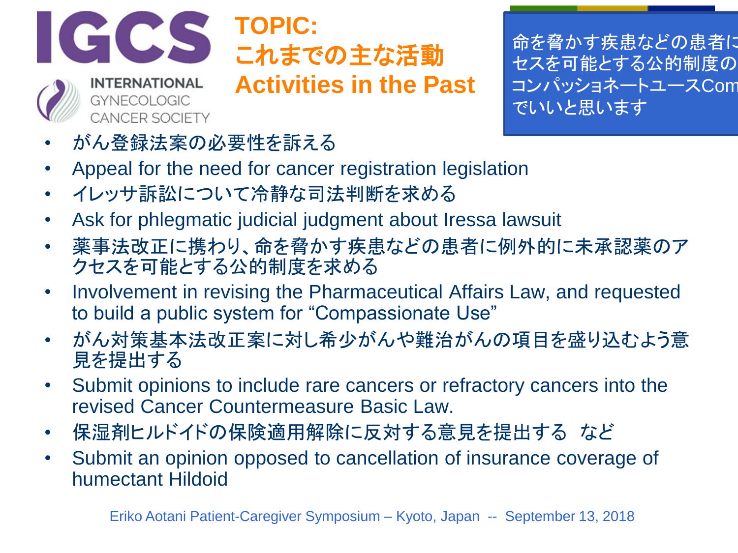IGCS INTERNATIONAL GYNECOLOGIC CANCER SOCIETY

# TOPIC: これまでの主な活動 Activities in the Past

命を脅かす疾患などの患者に
セスを可能とする公的制度の
コンパッショネートユースCom
でいいと思います

- がん登録法案の必要性を訴える
- Appeal for the need for cancer registration legislation
- イレッサ訴訟について冷静な司法判断を求める
- Ask for phlegmatic judicial judgment about Iressa lawsuit
- 薬事法改正に携わり、命を脅かす疾患などの患者に例外的に未承認薬のアクセスを可能とする公的制度を求める
- Involvement in revising the Pharmaceutical Affairs Law, and requested to build a public system for “Compassionate Use”
- がん対策基本法改正案に対し希少がんや難治がんの項目を盛り込むよう意見を提出する
- Submit opinions to include rare cancers or refractory cancers into the revised Cancer Countermeasure Basic Law.
- 保湿剤ヒルドイドの保険適用解除に反対する意見を提出する　など
- Submit an opinion opposed to cancellation of insurance coverage of humectant Hildoid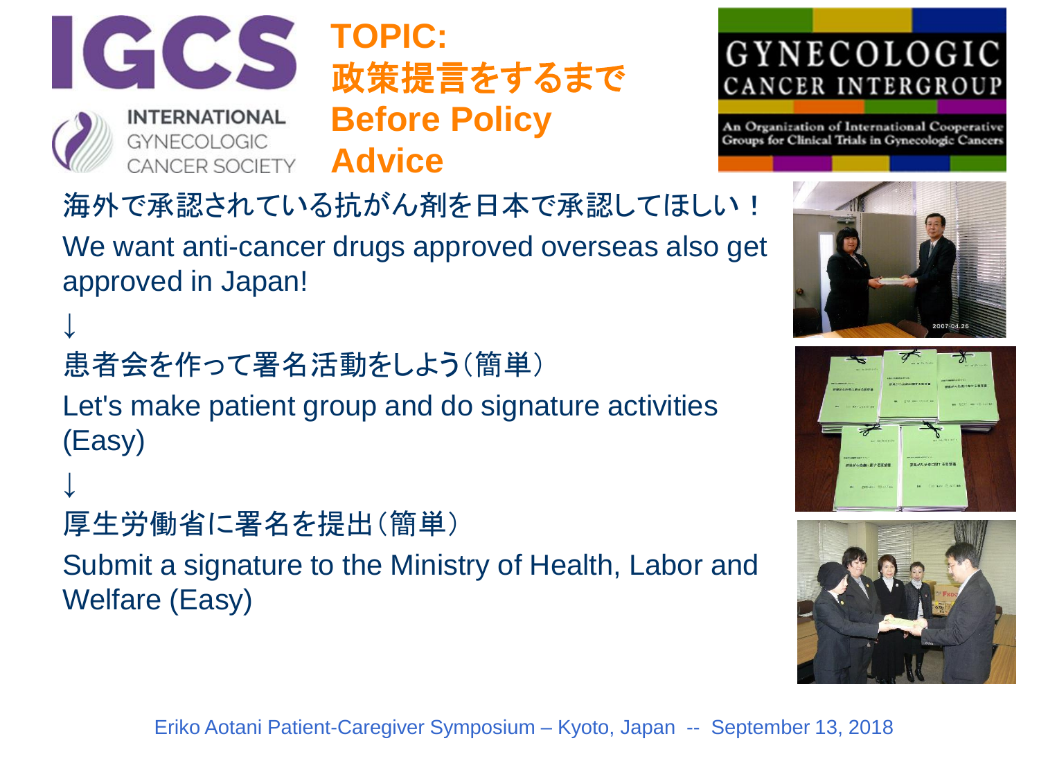# TOPIC: 政策提言をするまで Before Policy Advice

海外で承認されている抗がん剤を日本で承認してほしい！

We want anti-cancer drugs approved overseas also get approved in Japan!

↓

患者会を作って署名活動をしよう（簡単）

Let's make patient group and do signature activities (Easy)

↓

厚生労働省に署名を提出（簡単）

Submit a signature to the Ministry of Health, Labor and Welfare (Easy)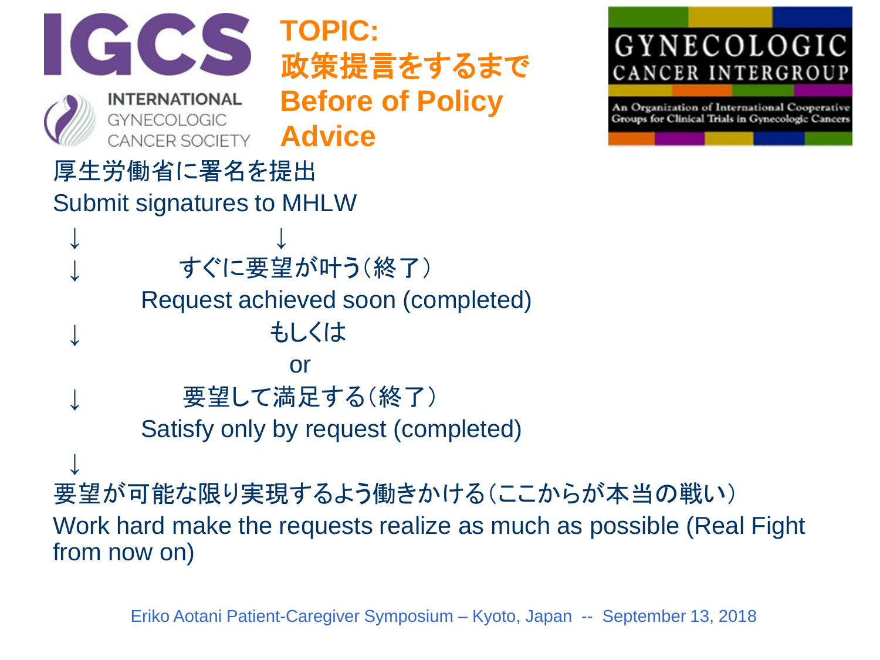## TOPIC:
## 政策提言をするまで
## Before of Policy Advice

厚生労働省に署名を提出
Submit signatures to MHLW

↓ ↓

↓ すぐに要望が叶う（終了）
Request achieved soon (completed)

↓ もしくは
or

↓ 要望して満足する（終了）
Satisfy only by request (completed)

↓

要望が可能な限り実現するよう働きかける（ここからが本当の戦い）
Work hard make the requests realize as much as possible (Real Fight from now on)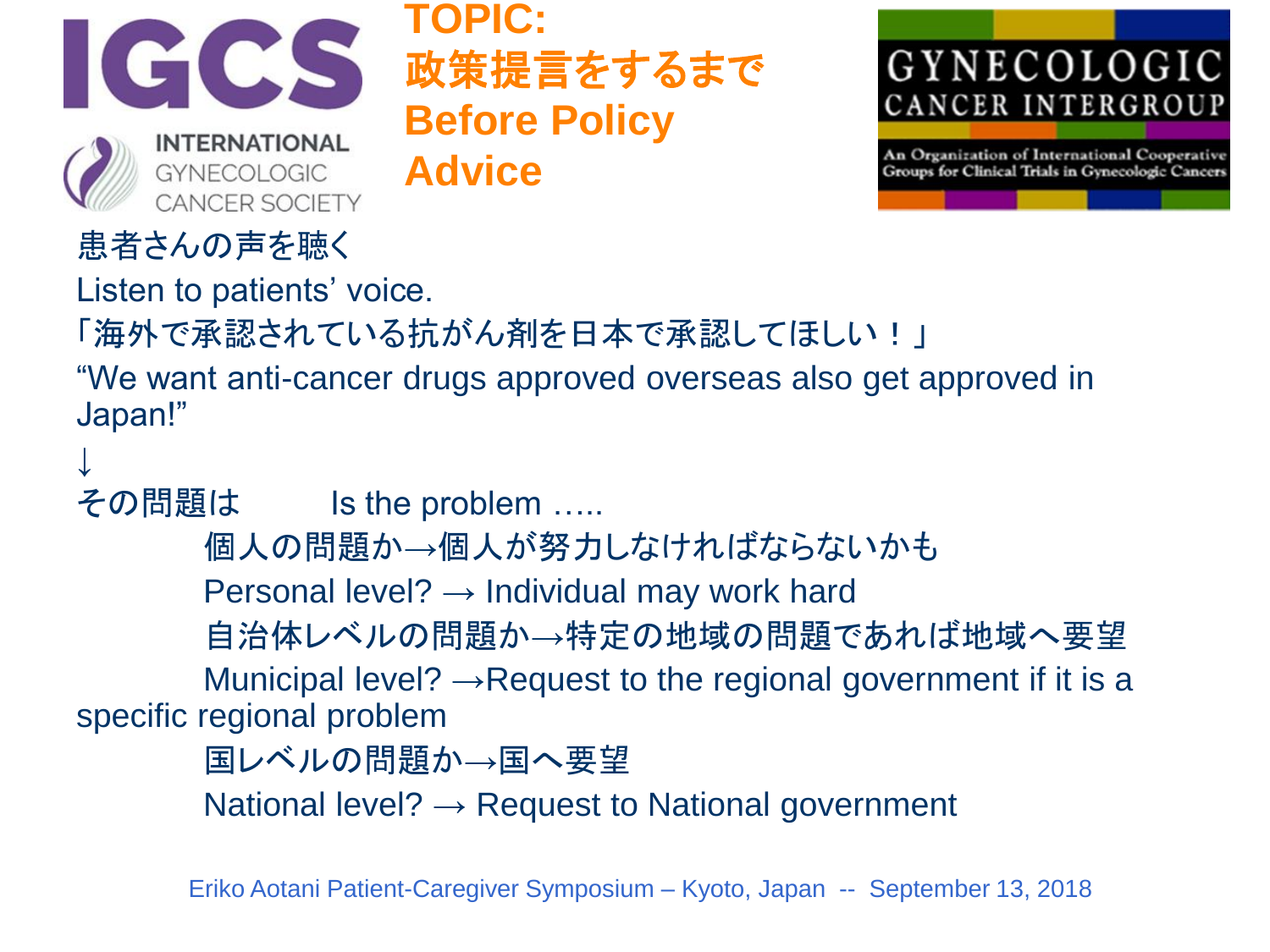# TOPIC: 政策提言をするまで Before Policy Advice

患者さんの声を聴く

Listen to patients' voice.

「海外で承認されている抗がん剤を日本で承認してほしい！」

"We want anti-cancer drugs approved overseas also get approved in Japan!"

↓

その問題は　　Is the problem .....

- 個人の問題か→個人が努力しなければならないかも
  Personal level? → Individual may work hard
- 自治体レベルの問題か→特定の地域の問題であれば地域へ要望
  Municipal level? →Request to the regional government if it is a specific regional problem
- 国レベルの問題か→国へ要望
  National level? → Request to National government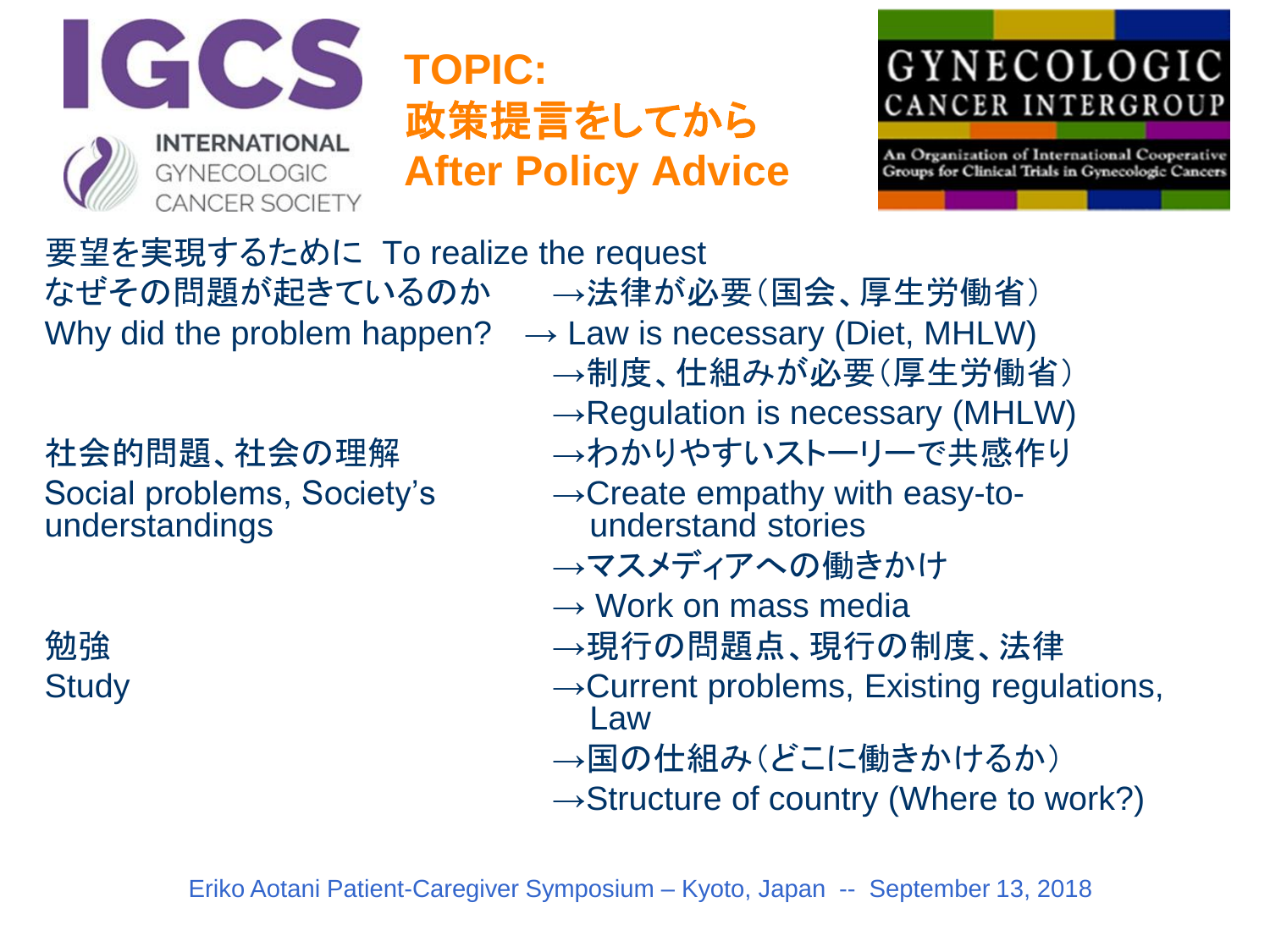# TOPIC: 政策提言をしてから After Policy Advice

IGCS INTERNATIONAL GYNECOLOGIC CANCER SOCIETY

GYNECOLOGIC CANCER INTERGROUP
An Organization of International Cooperative Groups for Clinical Trials in Gynecologic Cancers

要望を実現するために To realize the request

なぜその問題が起きているのか
Why did the problem happen?

- →法律が必要（国会、厚生労働省）
- → Law is necessary (Diet, MHLW)
- →制度、仕組みが必要（厚生労働省）
- →Regulation is necessary (MHLW)

社会的問題、社会の理解
Social problems, Society's understandings

- →わかりやすいストーリーで共感作り
- →Create empathy with easy-to-understand stories
- →マスメディアへの働きかけ
- → Work on mass media

勉強
Study

- →現行の問題点、現行の制度、法律
- →Current problems, Existing regulations, Law
- →国の仕組み（どこに働きかけるか）
- →Structure of country (Where to work?)

Eriko Aotani Patient-Caregiver Symposium – Kyoto, Japan -- September 13, 2018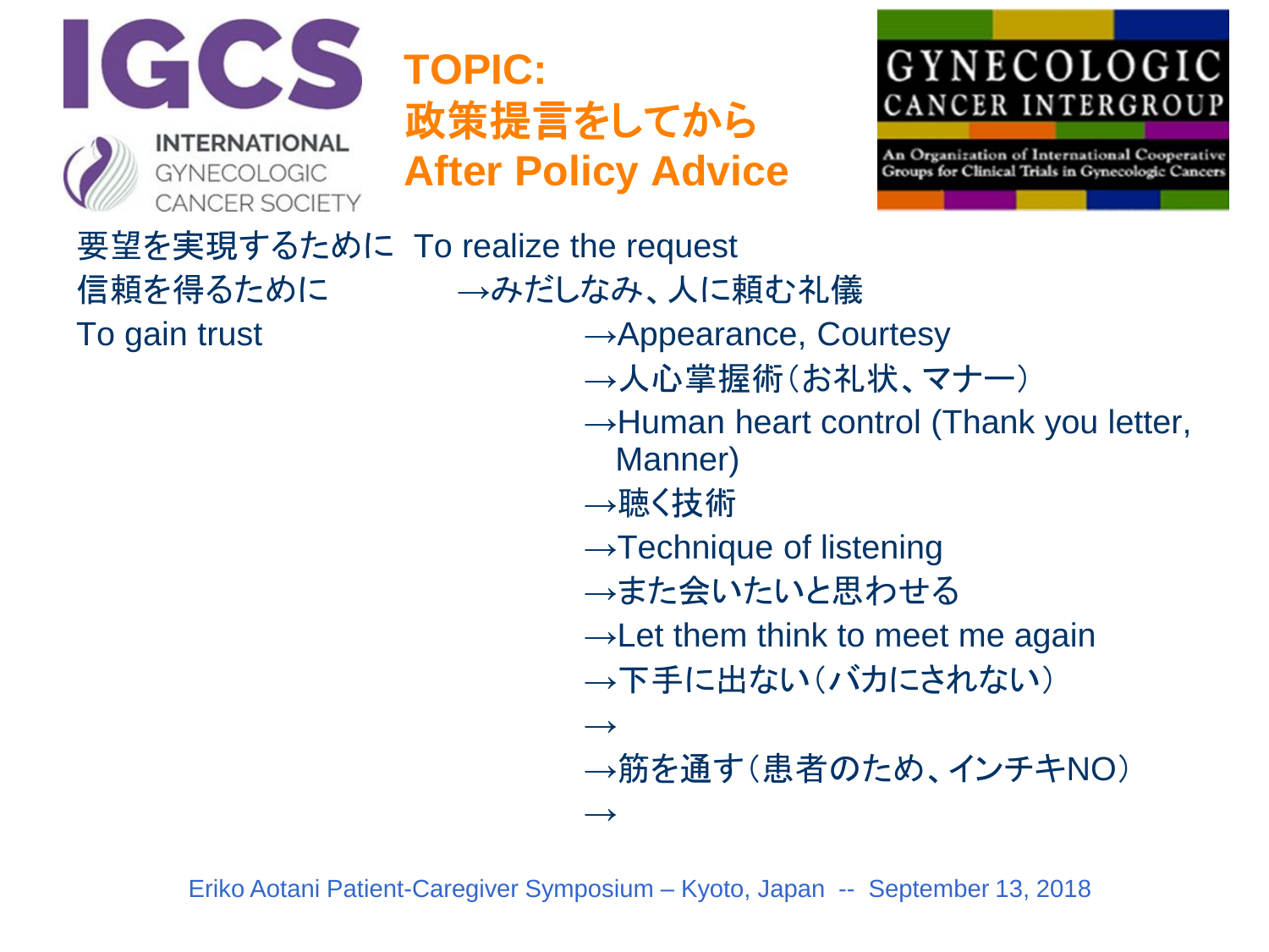INTERNATIONAL GYNECOLOGIC CANCER SOCIETY

# TOPIC:
# 政策提言をしてから
# After Policy Advice

GYNECOLOGIC CANCER INTERGROUP

An Organization of International Cooperative Groups for Clinical Trials in Gynecologic Cancers

要望を実現するために To realize the request

信頼を得るために →みだしなみ、人に頼む礼儀

To gain trust

- →Appearance, Courtesy
- →人心掌握術（お礼状、マナー）
- →Human heart control (Thank you letter, Manner)
- →聴く技術
- →Technique of listening
- →また会いたいと思わせる
- →Let them think to meet me again
- →下手に出ない（バカにされない）
- →
- →筋を通す（患者のため、インチキNO）
- →

Eriko Aotani Patient-Caregiver Symposium – Kyoto, Japan -- September 13, 2018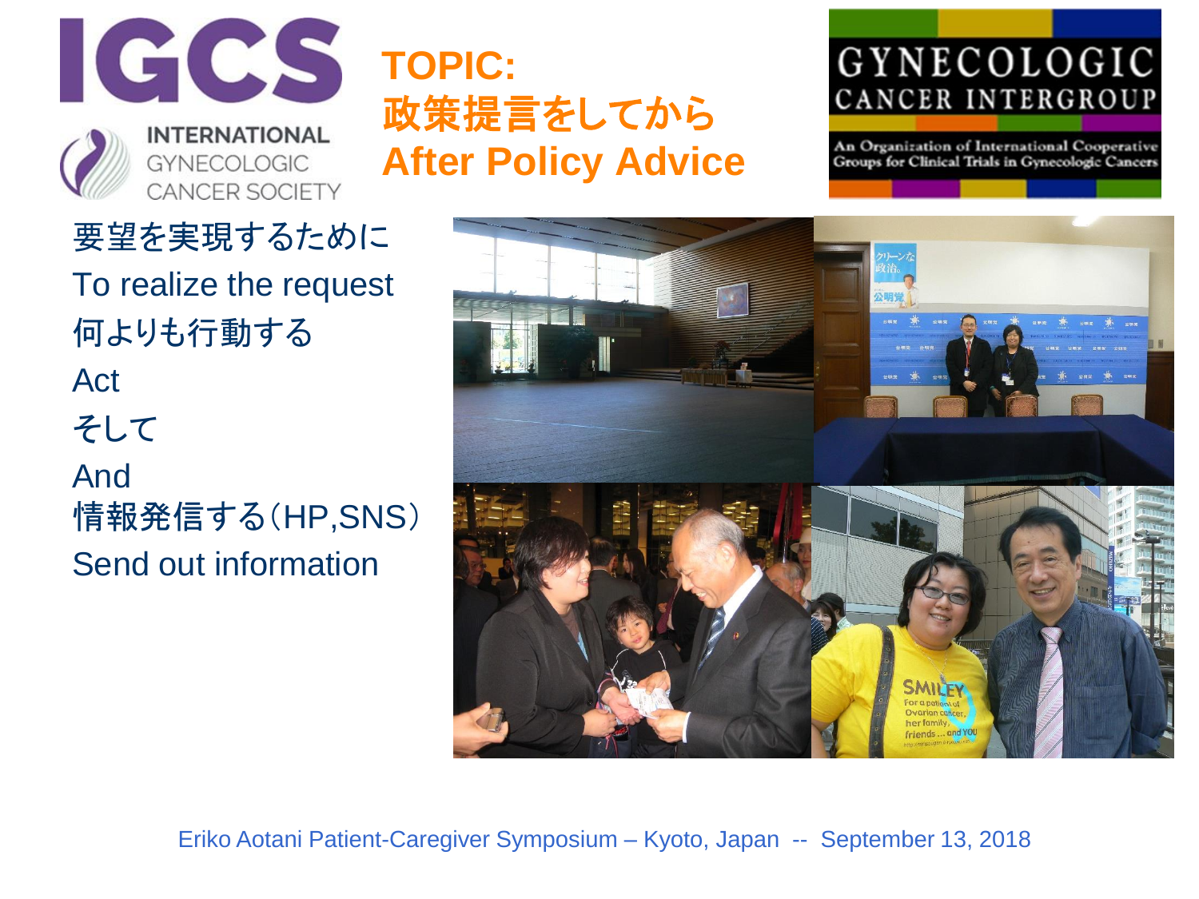IGCS INTERNATIONAL GYNECOLOGIC CANCER SOCIETY

# TOPIC: 政策提言をしてから After Policy Advice

GYNECOLOGIC CANCER INTERGROUP
An Organization of International Cooperative Groups for Clinical Trials in Gynecologic Cancers

要望を実現するために
To realize the request
何よりも行動する
Act
そして
And
情報発信する（HP,SNS）
Send out information

Eriko Aotani Patient-Caregiver Symposium – Kyoto, Japan -- September 13, 2018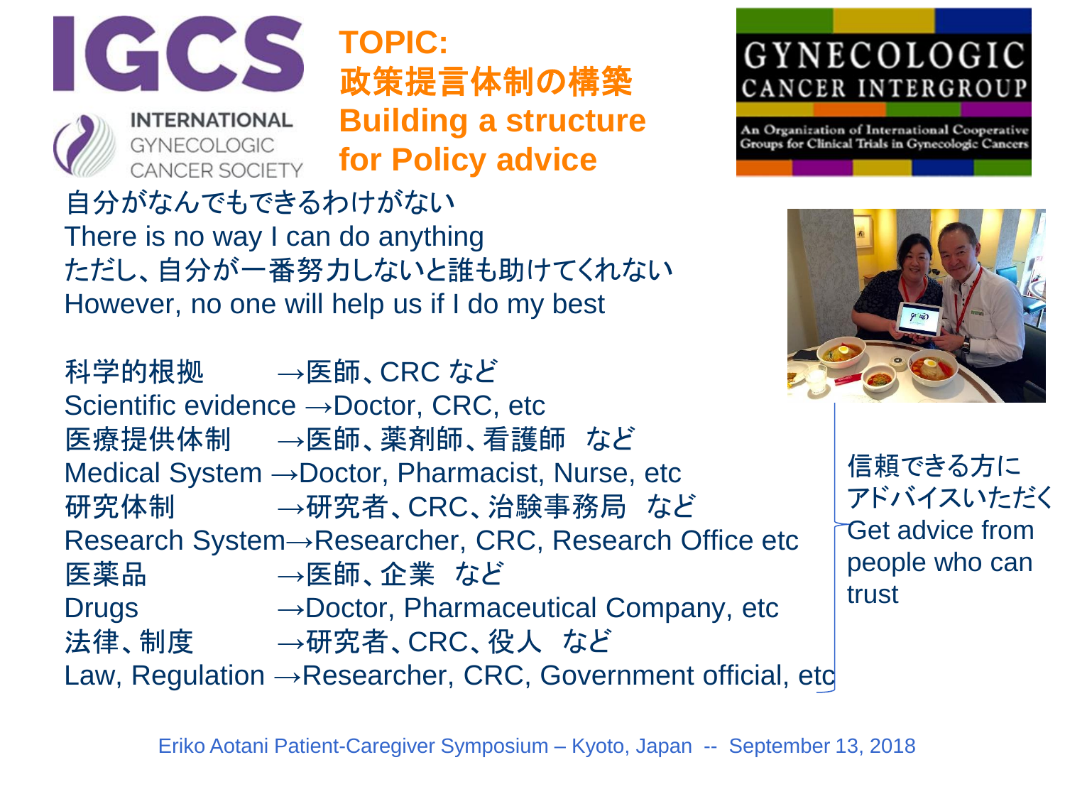IGCS INTERNATIONAL GYNECOLOGIC CANCER SOCIETY

# TOPIC: 政策提言体制の構築 Building a structure for Policy advice

GYNECOLOGIC CANCER INTERGROUP

An Organization of International Cooperative Groups for Clinical Trials in Gynecologic Cancers

自分がなんでもできるわけがない
There is no way I can do anything
ただし、自分が一番努力しないと誰も助けてくれない
However, no one will help us if I do my best

科学的根拠　　→医師、CRC など
Scientific evidence →Doctor, CRC, etc
医療提供体制　→医師、薬剤師、看護師　など
Medical System →Doctor, Pharmacist, Nurse, etc
研究体制　　　→研究者、CRC、治験事務局　など
Research System→Researcher, CRC, Research Office etc
医薬品　　　　→医師、企業　など
Drugs　　　　→Doctor, Pharmaceutical Company, etc
法律、制度　　→研究者、CRC、役人　など
Law, Regulation →Researcher, CRC, Government official, etc

信頼できる方にアドバイスいただく
Get advice from people who can trust

Eriko Aotani Patient-Caregiver Symposium – Kyoto, Japan -- September 13, 2018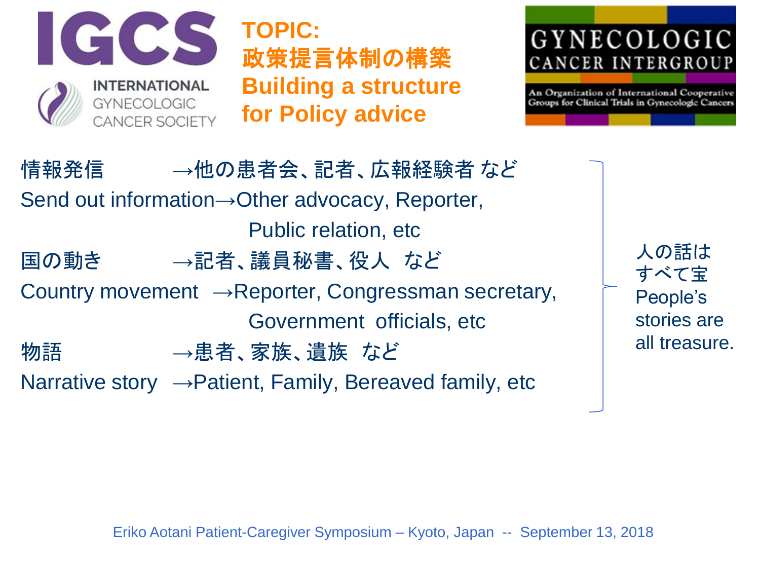**IGCS** INTERNATIONAL GYNECOLOGIC CANCER SOCIETY

## TOPIC: 政策提言体制の構築 Building a structure for Policy advice

GYNECOLOGIC CANCER INTERGROUP
An Organization of International Cooperative Groups for Clinical Trials in Gynecologic Cancers

情報発信　　　→他の患者会、記者、広報経験者 など
Send out information→Other advocacy, Reporter, Public relation, etc

国の動き　　　→記者、議員秘書、役人　など
Country movement →Reporter, Congressman secretary, Government officials, etc

物語　　　　　→患者、家族、遺族　など
Narrative story →Patient, Family, Bereaved family, etc

人の話はすべて宝
People's stories are all treasure.

Eriko Aotani Patient-Caregiver Symposium – Kyoto, Japan -- September 13, 2018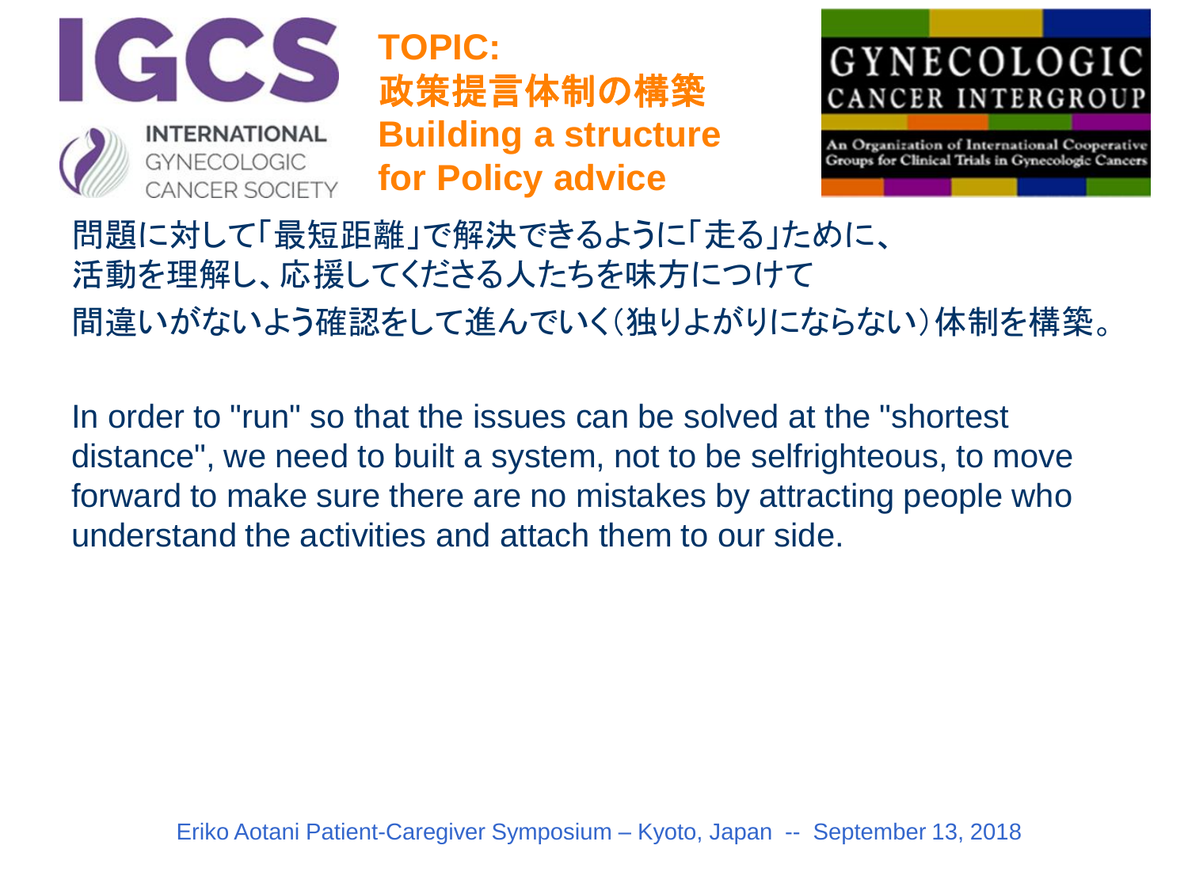# TOPIC: 政策提言体制の構築 Building a structure for Policy advice

問題に対して「最短距離」で解決できるように「走る」ために、
活動を理解し、応援してくださる人たちを味方につけて
間違いがないよう確認をして進んでいく（独りよがりにならない）体制を構築。

In order to "run" so that the issues can be solved at the "shortest distance", we need to built a system, not to be selfrighteous, to move forward to make sure there are no mistakes by attracting people who understand the activities and attach them to our side.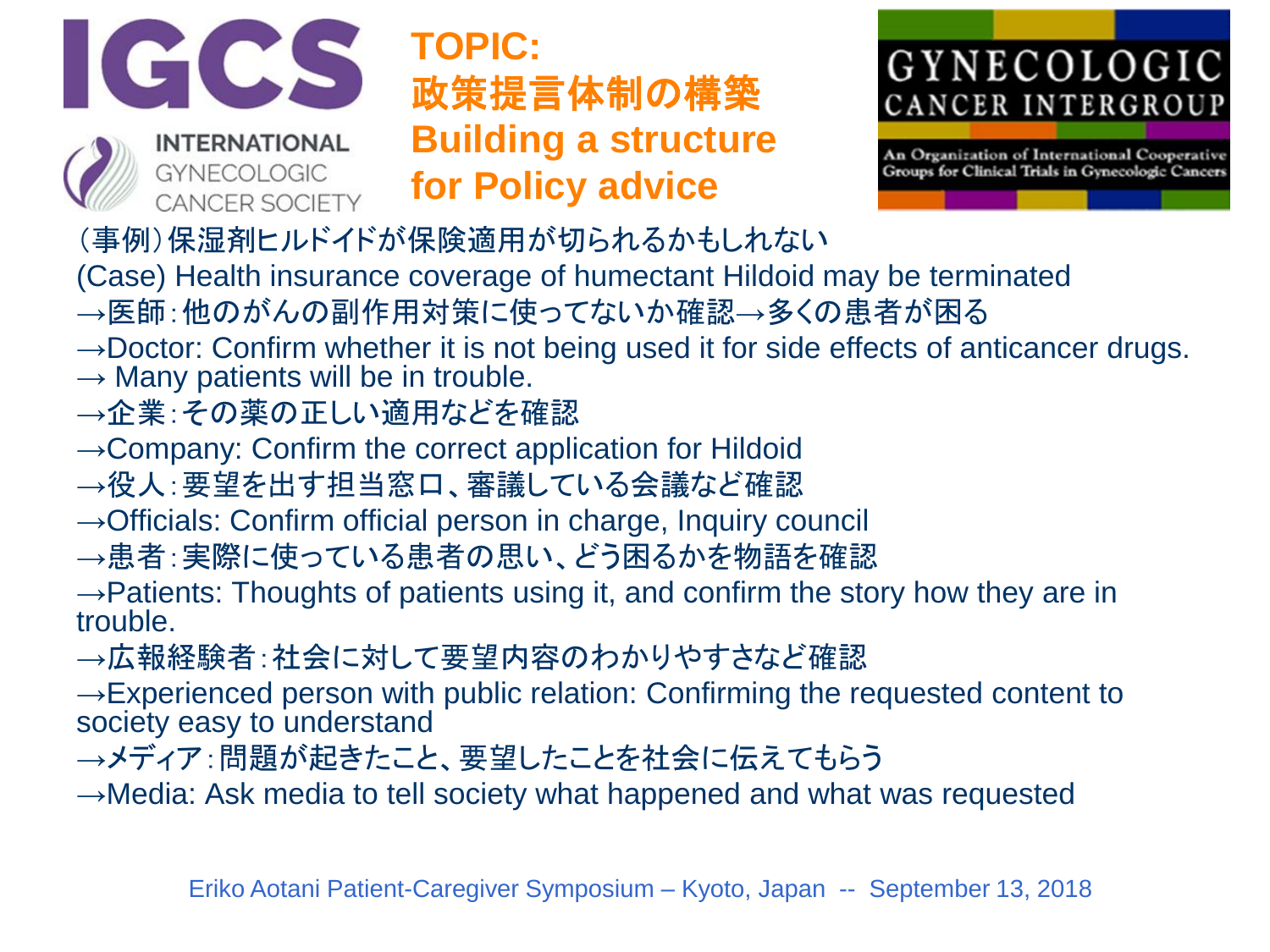# TOPIC: 政策提言体制の構築 Building a structure for Policy advice

（事例）保湿剤ヒルドイドが保険適用が切られるかもしれない

(Case) Health insurance coverage of humectant Hildoid may be terminated

→医師：他のがんの副作用対策に使ってないか確認→多くの患者が困る

→Doctor: Confirm whether it is not being used it for side effects of anticancer drugs. → Many patients will be in trouble.

→企業：その薬の正しい適用などを確認

→Company: Confirm the correct application for Hildoid

→役人：要望を出す担当窓口、審議している会議など確認

→Officials: Confirm official person in charge, Inquiry council

→患者：実際に使っている患者の思い、どう困るかを物語を確認

→Patients: Thoughts of patients using it, and confirm the story how they are in trouble.

→広報経験者：社会に対して要望内容のわかりやすさなど確認

→Experienced person with public relation: Confirming the requested content to society easy to understand

→メディア：問題が起きたこと、要望したことを社会に伝えてもらう

→Media: Ask media to tell society what happened and what was requested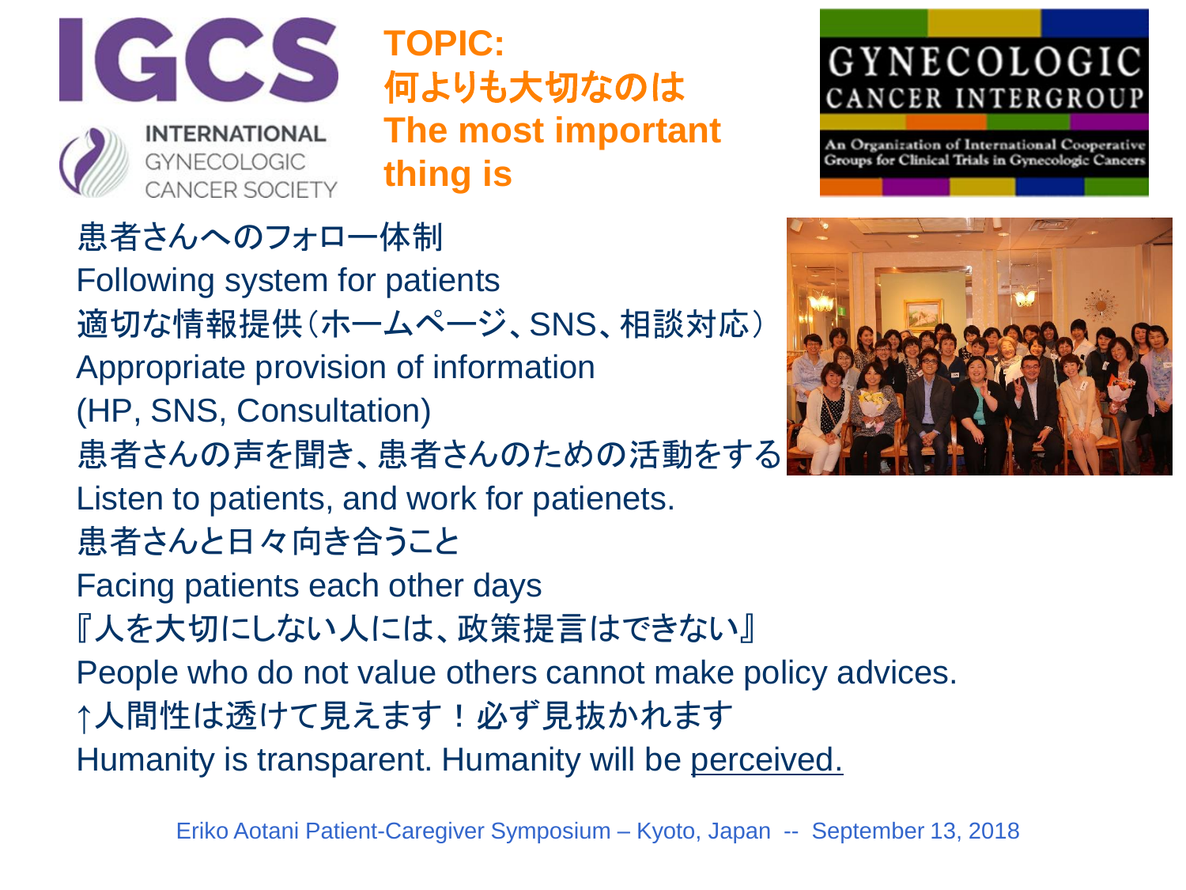IGCS INTERNATIONAL GYNECOLOGIC CANCER SOCIETY

## TOPIC:
## 何よりも大切なのは
## The most important thing is

GYNECOLOGIC CANCER INTERGROUP
An Organization of International Cooperative Groups for Clinical Trials in Gynecologic Cancers

患者さんへのフォロー体制
Following system for patients
適切な情報提供（ホームページ、SNS、相談対応）
Appropriate provision of information
(HP, SNS, Consultation)
患者さんの声を聞き、患者さんのための活動をする
Listen to patients, and work for patienets.
患者さんと日々向き合うこと
Facing patients each other days
『人を大切にしない人には、政策提言はできない』
People who do not value others cannot make policy advices.
↑人間性は透けて見えます！必ず見抜かれます
Humanity is transparent. Humanity will be perceived.

Eriko Aotani Patient-Caregiver Symposium – Kyoto, Japan -- September 13, 2018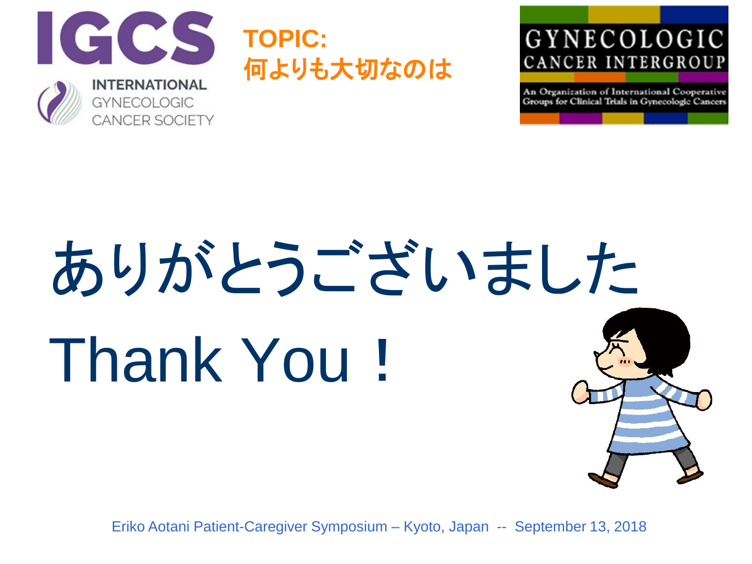TOPIC:
何よりも大切なのは

# ありがとうございました

# Thank You！

Eriko Aotani Patient-Caregiver Symposium – Kyoto, Japan -- September 13, 2018